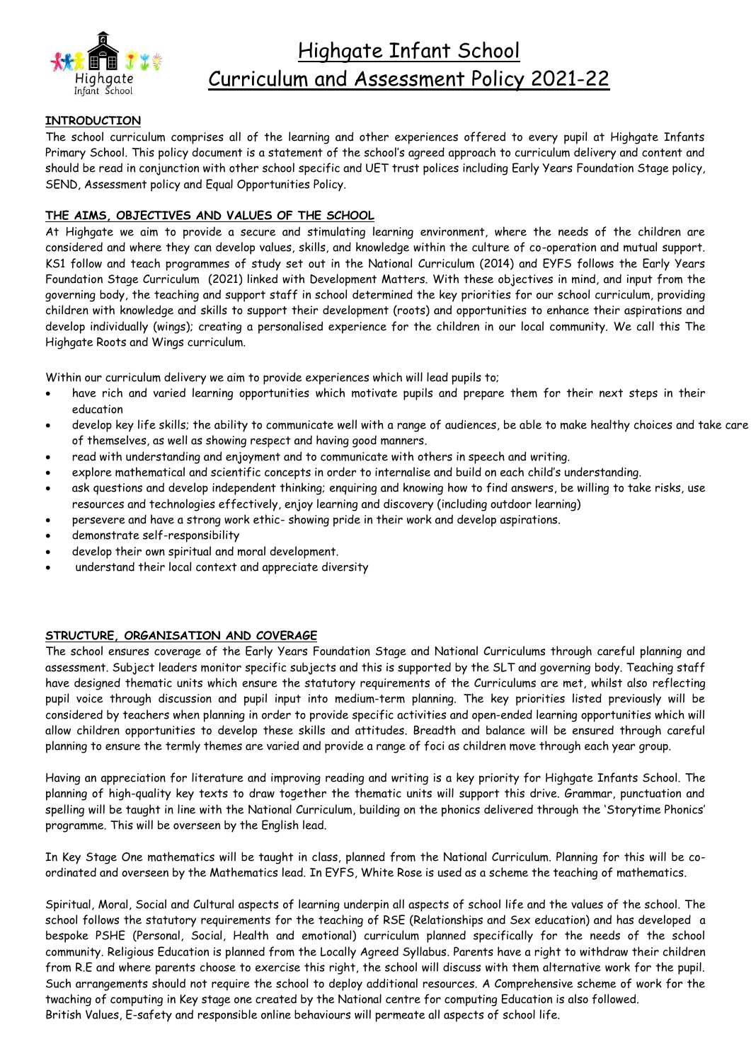# Highgate Infant School
# Curriculum and Assessment Policy 2021-22

**INTRODUCTION**

The school curriculum comprises all of the learning and other experiences offered to every pupil at Highgate Infants Primary School. This policy document is a statement of the school's agreed approach to curriculum delivery and content and should be read in conjunction with other school specific and UET trust polices including Early Years Foundation Stage policy, SEND, Assessment policy and Equal Opportunities Policy.

**THE AIMS, OBJECTIVES AND VALUES OF THE SCHOOL**

At Highgate we aim to provide a secure and stimulating learning environment, where the needs of the children are considered and where they can develop values, skills, and knowledge within the culture of co-operation and mutual support. KS1 follow and teach programmes of study set out in the National Curriculum (2014) and EYFS follows the Early Years Foundation Stage Curriculum (2021) linked with Development Matters. With these objectives in mind, and input from the governing body, the teaching and support staff in school determined the key priorities for our school curriculum, providing children with knowledge and skills to support their development (roots) and opportunities to enhance their aspirations and develop individually (wings); creating a personalised experience for the children in our local community. We call this The Highgate Roots and Wings curriculum.

Within our curriculum delivery we aim to provide experiences which will lead pupils to;

- have rich and varied learning opportunities which motivate pupils and prepare them for their next steps in their education
- develop key life skills; the ability to communicate well with a range of audiences, be able to make healthy choices and take care of themselves, as well as showing respect and having good manners.
- read with understanding and enjoyment and to communicate with others in speech and writing.
- explore mathematical and scientific concepts in order to internalise and build on each child's understanding.
- ask questions and develop independent thinking; enquiring and knowing how to find answers, be willing to take risks, use resources and technologies effectively, enjoy learning and discovery (including outdoor learning)
- persevere and have a strong work ethic- showing pride in their work and develop aspirations.
- demonstrate self-responsibility
- develop their own spiritual and moral development.
- understand their local context and appreciate diversity

**STRUCTURE, ORGANISATION AND COVERAGE**

The school ensures coverage of the Early Years Foundation Stage and National Curriculums through careful planning and assessment. Subject leaders monitor specific subjects and this is supported by the SLT and governing body. Teaching staff have designed thematic units which ensure the statutory requirements of the Curriculums are met, whilst also reflecting pupil voice through discussion and pupil input into medium-term planning. The key priorities listed previously will be considered by teachers when planning in order to provide specific activities and open-ended learning opportunities which will allow children opportunities to develop these skills and attitudes. Breadth and balance will be ensured through careful planning to ensure the termly themes are varied and provide a range of foci as children move through each year group.

Having an appreciation for literature and improving reading and writing is a key priority for Highgate Infants School. The planning of high-quality key texts to draw together the thematic units will support this drive. Grammar, punctuation and spelling will be taught in line with the National Curriculum, building on the phonics delivered through the 'Storytime Phonics' programme. This will be overseen by the English lead.

In Key Stage One mathematics will be taught in class, planned from the National Curriculum. Planning for this will be co-ordinated and overseen by the Mathematics lead. In EYFS, White Rose is used as a scheme the teaching of mathematics.

Spiritual, Moral, Social and Cultural aspects of learning underpin all aspects of school life and the values of the school. The school follows the statutory requirements for the teaching of RSE (Relationships and Sex education) and has developed a bespoke PSHE (Personal, Social, Health and emotional) curriculum planned specifically for the needs of the school community. Religious Education is planned from the Locally Agreed Syllabus. Parents have a right to withdraw their children from R.E and where parents choose to exercise this right, the school will discuss with them alternative work for the pupil. Such arrangements should not require the school to deploy additional resources. A Comprehensive scheme of work for the twaching of computing in Key stage one created by the National centre for computing Education is also followed.
British Values, E-safety and responsible online behaviours will permeate all aspects of school life.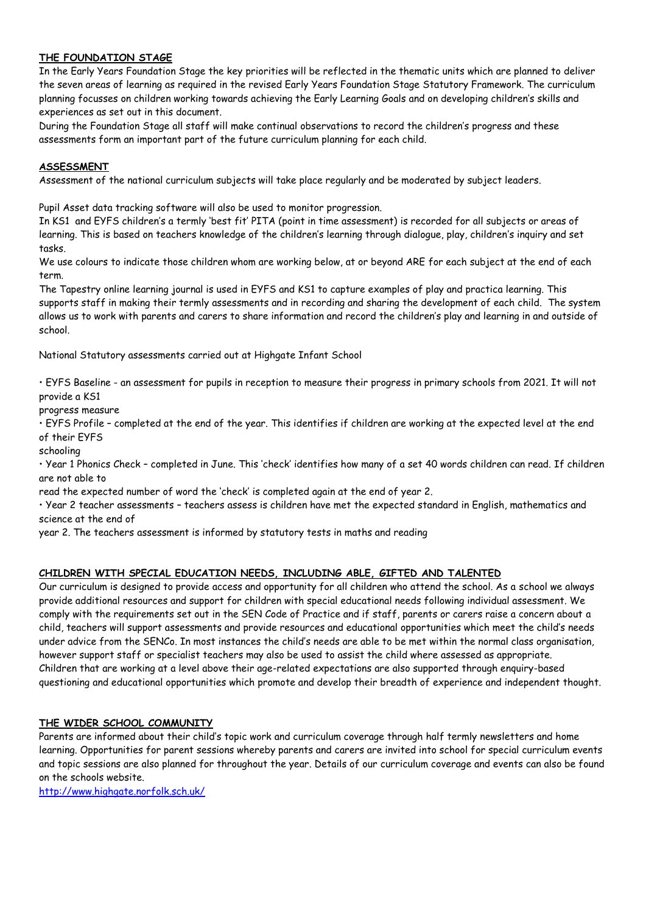## THE FOUNDATION STAGE

In the Early Years Foundation Stage the key priorities will be reflected in the thematic units which are planned to deliver the seven areas of learning as required in the revised Early Years Foundation Stage Statutory Framework. The curriculum planning focusses on children working towards achieving the Early Learning Goals and on developing children's skills and experiences as set out in this document.

During the Foundation Stage all staff will make continual observations to record the children's progress and these assessments form an important part of the future curriculum planning for each child.

## ASSESSMENT

Assessment of the national curriculum subjects will take place regularly and be moderated by subject leaders.

Pupil Asset data tracking software will also be used to monitor progression.

In KS1 and EYFS children's a termly 'best fit' PITA (point in time assessment) is recorded for all subjects or areas of learning. This is based on teachers knowledge of the children's learning through dialogue, play, children's inquiry and set tasks.

We use colours to indicate those children whom are working below, at or beyond ARE for each subject at the end of each term.

The Tapestry online learning journal is used in EYFS and KS1 to capture examples of play and practica learning. This supports staff in making their termly assessments and in recording and sharing the development of each child. The system allows us to work with parents and carers to share information and record the children's play and learning in and outside of school.

National Statutory assessments carried out at Highgate Infant School

- EYFS Baseline - an assessment for pupils in reception to measure their progress in primary schools from 2021. It will not provide a KS1 progress measure
- EYFS Profile – completed at the end of the year. This identifies if children are working at the expected level at the end of their EYFS schooling
- Year 1 Phonics Check – completed in June. This 'check' identifies how many of a set 40 words children can read. If children are not able to read the expected number of word the 'check' is completed again at the end of year 2.
- Year 2 teacher assessments – teachers assess is children have met the expected standard in English, mathematics and science at the end of year 2. The teachers assessment is informed by statutory tests in maths and reading

## CHILDREN WITH SPECIAL EDUCATION NEEDS, INCLUDING ABLE, GIFTED AND TALENTED

Our curriculum is designed to provide access and opportunity for all children who attend the school. As a school we always provide additional resources and support for children with special educational needs following individual assessment. We comply with the requirements set out in the SEN Code of Practice and if staff, parents or carers raise a concern about a child, teachers will support assessments and provide resources and educational opportunities which meet the child's needs under advice from the SENCo. In most instances the child's needs are able to be met within the normal class organisation, however support staff or specialist teachers may also be used to assist the child where assessed as appropriate.

Children that are working at a level above their age-related expectations are also supported through enquiry-based questioning and educational opportunities which promote and develop their breadth of experience and independent thought.

## THE WIDER SCHOOL COMMUNITY

Parents are informed about their child's topic work and curriculum coverage through half termly newsletters and home learning. Opportunities for parent sessions whereby parents and carers are invited into school for special curriculum events and topic sessions are also planned for throughout the year. Details of our curriculum coverage and events can also be found on the schools website.

[http://www.highgate.norfolk.sch.uk/](http://www.highgate.norfolk.sch.uk/)